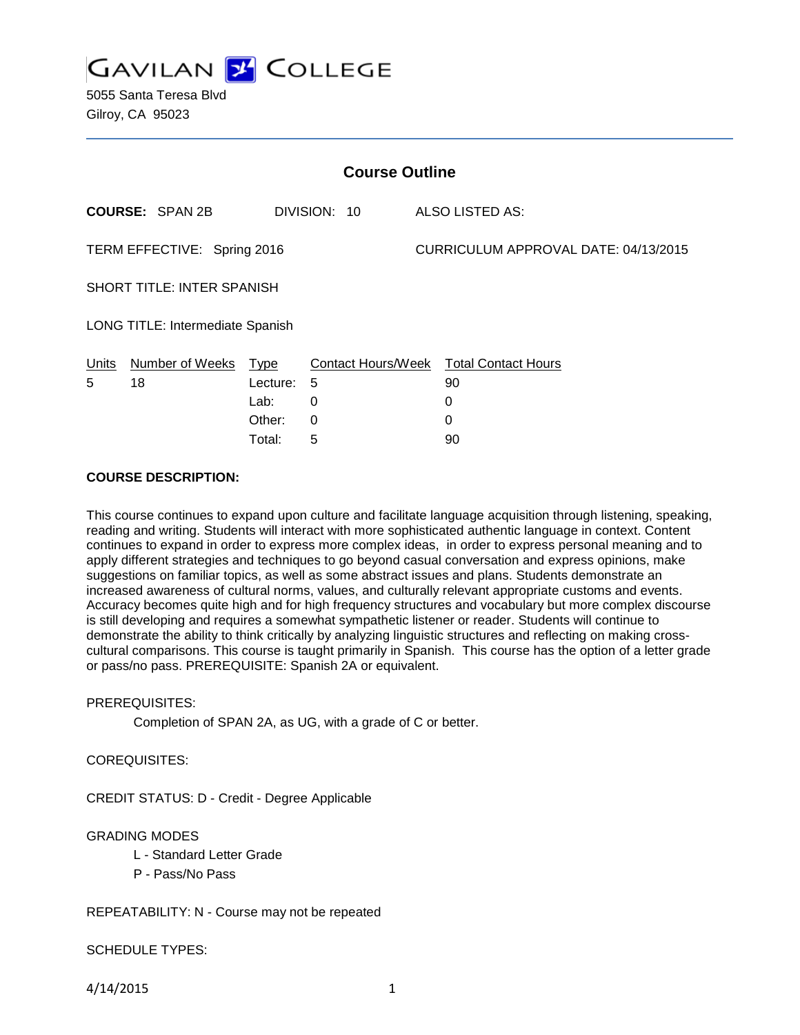# GAVILAN COLLEGE

5055 Santa Teresa Blvd
Gilroy, CA 95023

## Course Outline

**COURSE:** SPAN 2B DIVISION: 10 ALSO LISTED AS:

TERM EFFECTIVE: Spring 2016 CURRICULUM APPROVAL DATE: 04/13/2015

SHORT TITLE: INTER SPANISH

LONG TITLE: Intermediate Spanish

| Units | Number of Weeks | Type | Contact Hours/Week | Total Contact Hours |
|---|---|---|---|---|
| 5 | 18 | Lecture: | 5 | 90 |
| | | Lab: | 0 | 0 |
| | | Other: | 0 | 0 |
| | | Total: | 5 | 90 |

**COURSE DESCRIPTION:**

This course continues to expand upon culture and facilitate language acquisition through listening, speaking, reading and writing. Students will interact with more sophisticated authentic language in context. Content continues to expand in order to express more complex ideas, in order to express personal meaning and to apply different strategies and techniques to go beyond casual conversation and express opinions, make suggestions on familiar topics, as well as some abstract issues and plans. Students demonstrate an increased awareness of cultural norms, values, and culturally relevant appropriate customs and events. Accuracy becomes quite high and for high frequency structures and vocabulary but more complex discourse is still developing and requires a somewhat sympathetic listener or reader. Students will continue to demonstrate the ability to think critically by analyzing linguistic structures and reflecting on making cross-cultural comparisons. This course is taught primarily in Spanish. This course has the option of a letter grade or pass/no pass. PREREQUISITE: Spanish 2A or equivalent.

PREREQUISITES:

Completion of SPAN 2A, as UG, with a grade of C or better.

COREQUISITES:

CREDIT STATUS: D - Credit - Degree Applicable

GRADING MODES

L - Standard Letter Grade
P - Pass/No Pass

REPEATABILITY: N - Course may not be repeated

SCHEDULE TYPES: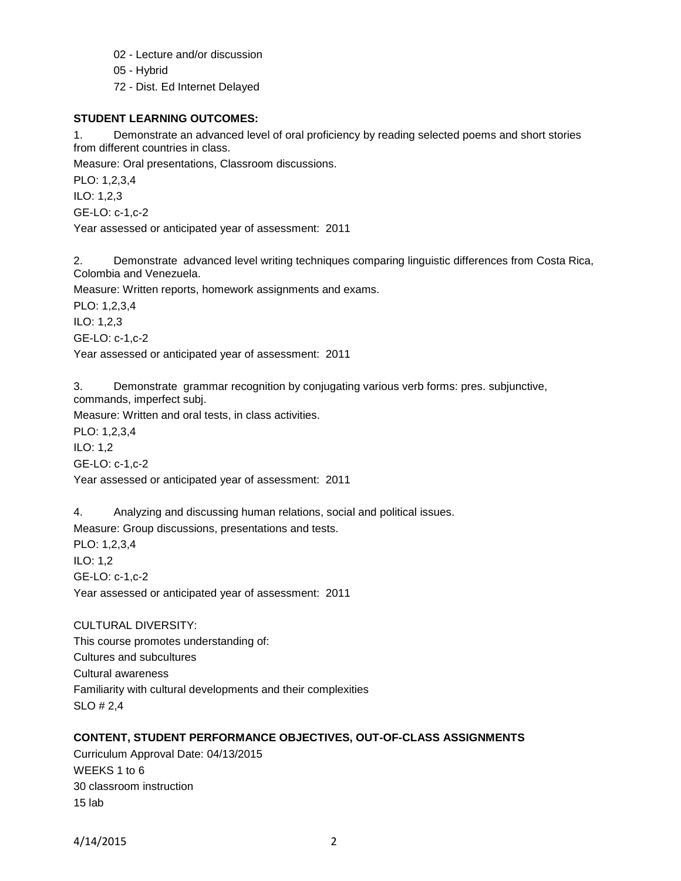02 - Lecture and/or discussion

05 - Hybrid

72 - Dist. Ed Internet Delayed

**STUDENT LEARNING OUTCOMES:**

1. Demonstrate an advanced level of oral proficiency by reading selected poems and short stories from different countries in class.

Measure: Oral presentations, Classroom discussions.

PLO: 1,2,3,4

ILO: 1,2,3

GE-LO: c-1,c-2

Year assessed or anticipated year of assessment: 2011

2. Demonstrate advanced level writing techniques comparing linguistic differences from Costa Rica, Colombia and Venezuela.

Measure: Written reports, homework assignments and exams.

PLO: 1,2,3,4

ILO: 1,2,3

GE-LO: c-1,c-2

Year assessed or anticipated year of assessment: 2011

3. Demonstrate grammar recognition by conjugating various verb forms: pres. subjunctive, commands, imperfect subj.

Measure: Written and oral tests, in class activities.

PLO: 1,2,3,4

ILO: 1,2

GE-LO: c-1,c-2

Year assessed or anticipated year of assessment: 2011

4. Analyzing and discussing human relations, social and political issues.

Measure: Group discussions, presentations and tests.

PLO: 1,2,3,4

ILO: 1,2

GE-LO: c-1,c-2

Year assessed or anticipated year of assessment: 2011

CULTURAL DIVERSITY:

This course promotes understanding of:

Cultures and subcultures

Cultural awareness

Familiarity with cultural developments and their complexities

SLO # 2,4

**CONTENT, STUDENT PERFORMANCE OBJECTIVES, OUT-OF-CLASS ASSIGNMENTS**

Curriculum Approval Date: 04/13/2015

WEEKS 1 to 6

30 classroom instruction

15 lab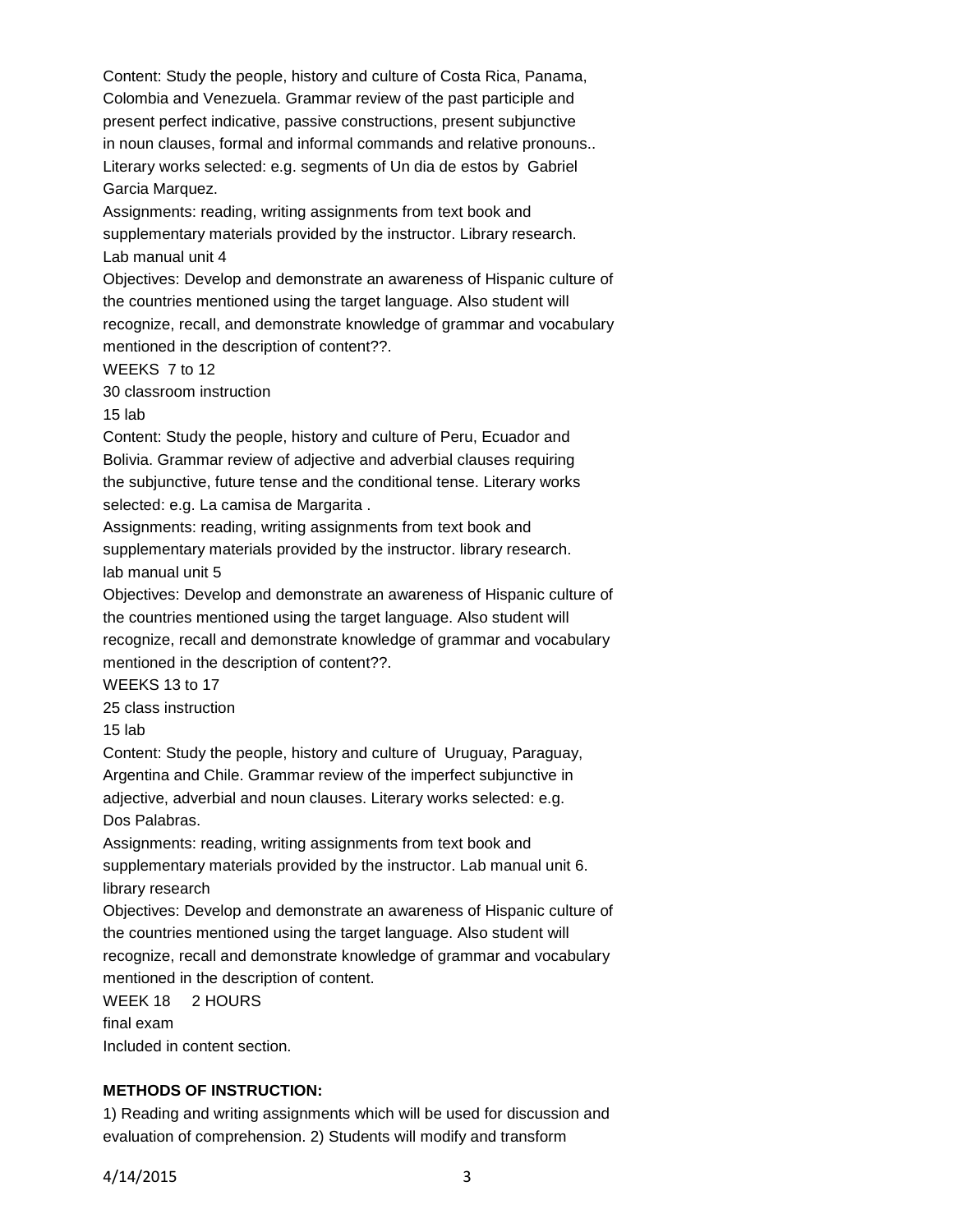Content: Study the people, history and culture of Costa Rica, Panama, Colombia and Venezuela. Grammar review of the past participle and present perfect indicative, passive constructions, present subjunctive in noun clauses, formal and informal commands and relative pronouns.. Literary works selected: e.g. segments of Un dia de estos by Gabriel Garcia Marquez.

Assignments: reading, writing assignments from text book and supplementary materials provided by the instructor. Library research. Lab manual unit 4

Objectives: Develop and demonstrate an awareness of Hispanic culture of the countries mentioned using the target language. Also student will recognize, recall, and demonstrate knowledge of grammar and vocabulary mentioned in the description of content??.

WEEKS 7 to 12

30 classroom instruction

15 lab

Content: Study the people, history and culture of Peru, Ecuador and Bolivia. Grammar review of adjective and adverbial clauses requiring the subjunctive, future tense and the conditional tense. Literary works selected: e.g. La camisa de Margarita .

Assignments: reading, writing assignments from text book and supplementary materials provided by the instructor. library research. lab manual unit 5

Objectives: Develop and demonstrate an awareness of Hispanic culture of the countries mentioned using the target language. Also student will recognize, recall and demonstrate knowledge of grammar and vocabulary mentioned in the description of content??.

WEEKS 13 to 17

25 class instruction

15 lab

Content: Study the people, history and culture of Uruguay, Paraguay, Argentina and Chile. Grammar review of the imperfect subjunctive in adjective, adverbial and noun clauses. Literary works selected: e.g. Dos Palabras.

Assignments: reading, writing assignments from text book and supplementary materials provided by the instructor. Lab manual unit 6. library research

Objectives: Develop and demonstrate an awareness of Hispanic culture of the countries mentioned using the target language. Also student will recognize, recall and demonstrate knowledge of grammar and vocabulary mentioned in the description of content.

WEEK 18 2 HOURS

final exam

Included in content section.

**METHODS OF INSTRUCTION:**

1) Reading and writing assignments which will be used for discussion and evaluation of comprehension. 2) Students will modify and transform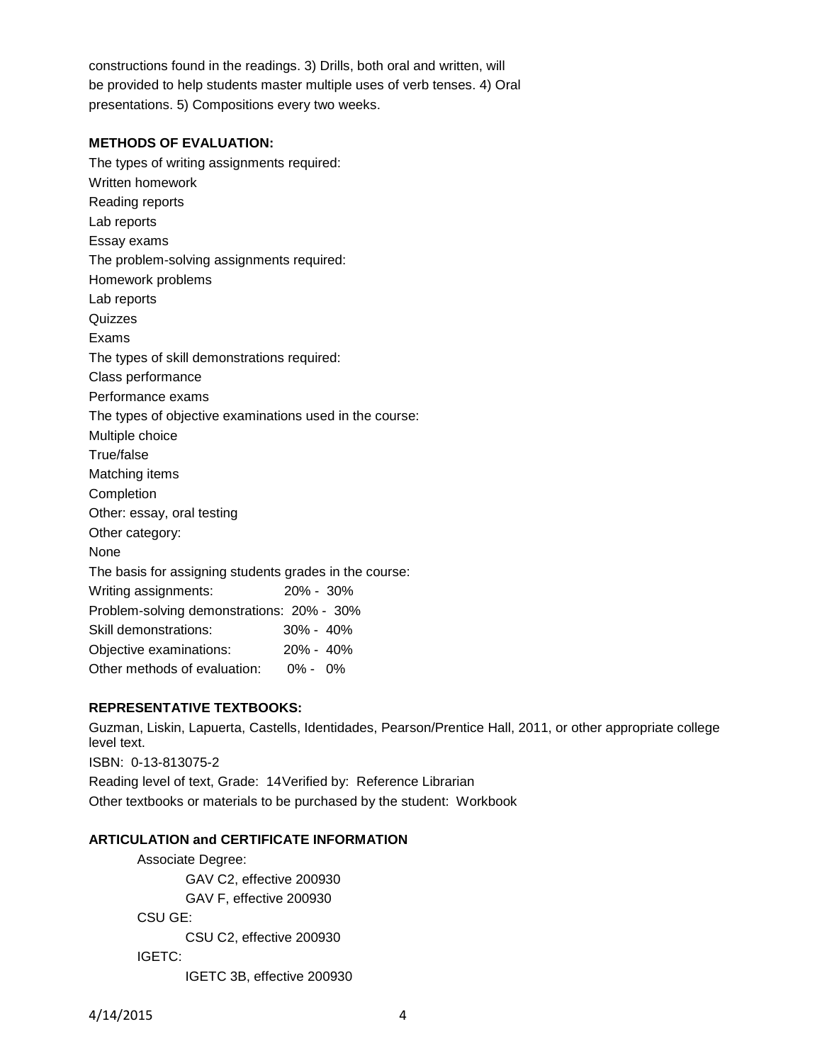constructions found in the readings. 3) Drills, both oral and written, will be provided to help students master multiple uses of verb tenses. 4) Oral presentations. 5) Compositions every two weeks.

**METHODS OF EVALUATION:**

The types of writing assignments required:
Written homework
Reading reports
Lab reports
Essay exams
The problem-solving assignments required:
Homework problems
Lab reports
Quizzes
Exams
The types of skill demonstrations required:
Class performance
Performance exams
The types of objective examinations used in the course:
Multiple choice
True/false
Matching items
Completion
Other: essay, oral testing
Other category:
None
The basis for assigning students grades in the course:

| | |
|---|---|
| Writing assignments: | 20% - 30% |
| Problem-solving demonstrations: | 20% - 30% |
| Skill demonstrations: | 30% - 40% |
| Objective examinations: | 20% - 40% |
| Other methods of evaluation: | 0% - 0% |

**REPRESENTATIVE TEXTBOOKS:**

Guzman, Liskin, Lapuerta, Castells, Identidades, Pearson/Prentice Hall, 2011, or other appropriate college level text.
ISBN: 0-13-813075-2
Reading level of text, Grade: 14Verified by: Reference Librarian
Other textbooks or materials to be purchased by the student: Workbook

**ARTICULATION and CERTIFICATE INFORMATION**

Associate Degree:
- GAV C2, effective 200930
- GAV F, effective 200930

CSU GE:
- CSU C2, effective 200930

IGETC:
- IGETC 3B, effective 200930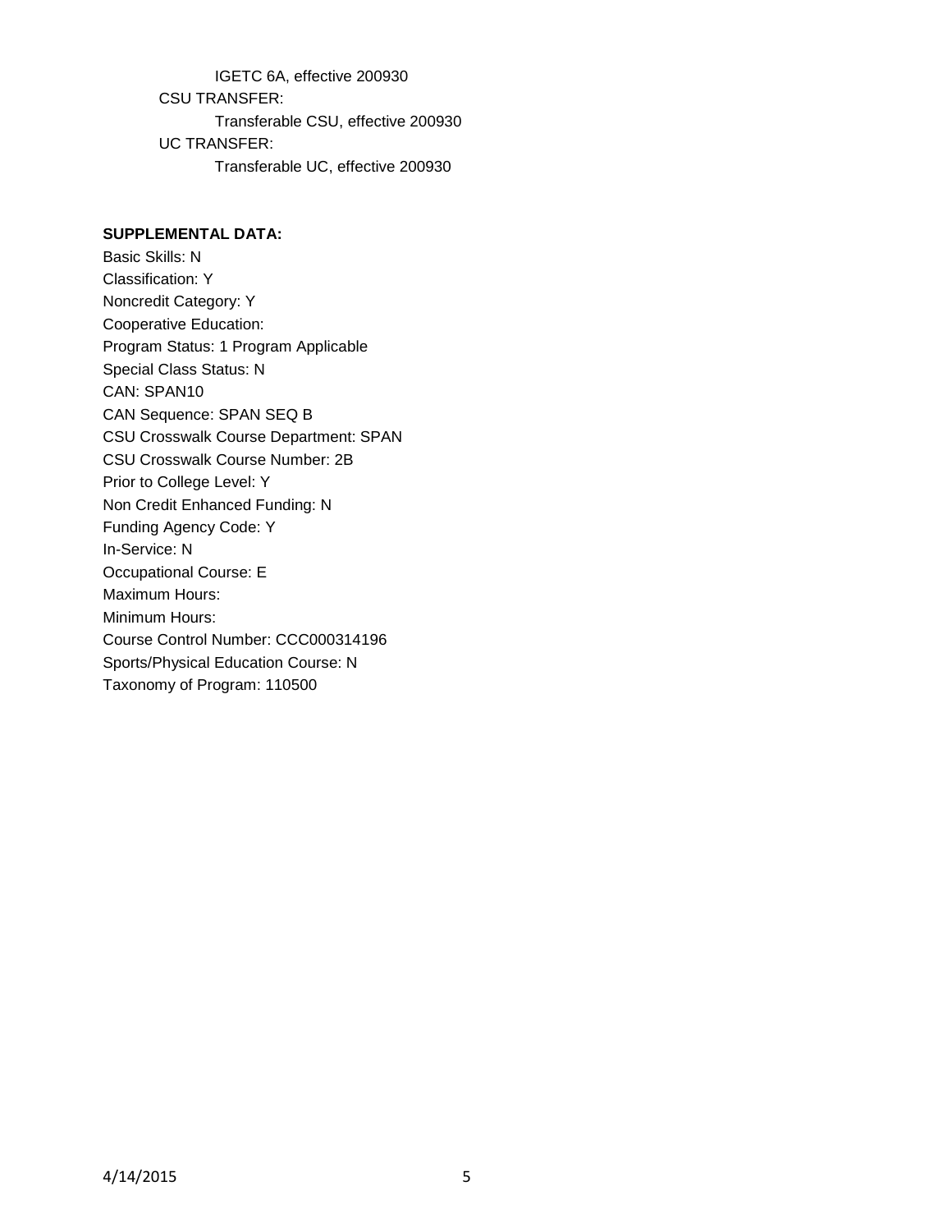IGETC 6A, effective 200930

CSU TRANSFER:

Transferable CSU, effective 200930

UC TRANSFER:

Transferable UC, effective 200930

**SUPPLEMENTAL DATA:**

Basic Skills: N
Classification: Y
Noncredit Category: Y
Cooperative Education:
Program Status: 1 Program Applicable
Special Class Status: N
CAN: SPAN10
CAN Sequence: SPAN SEQ B
CSU Crosswalk Course Department: SPAN
CSU Crosswalk Course Number: 2B
Prior to College Level: Y
Non Credit Enhanced Funding: N
Funding Agency Code: Y
In-Service: N
Occupational Course: E
Maximum Hours:
Minimum Hours:
Course Control Number: CCC000314196
Sports/Physical Education Course: N
Taxonomy of Program: 110500